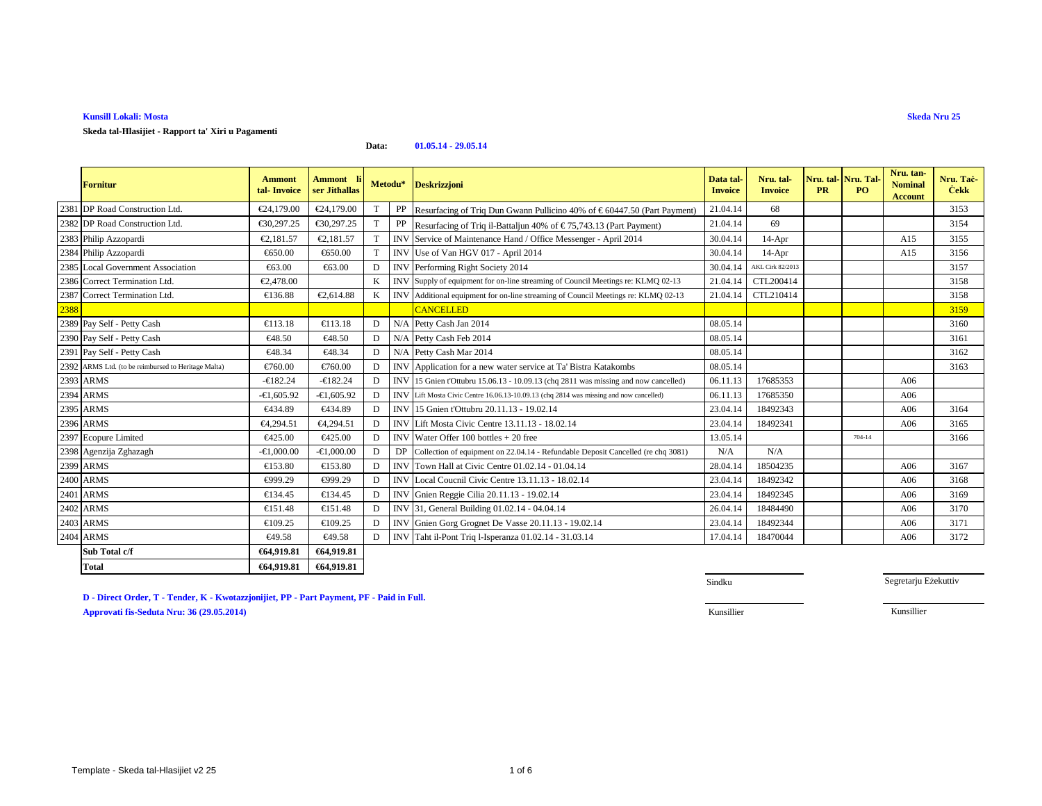**Kunsill Lokali: Mosta**

**Skeda Nru 25**

**Skeda tal-Ħlasijiet - Rapport ta' Xiri u Pagamenti**

**Data: 01.05.14 - 29.05.14**

| | Fornitur | Ammont tal- Invoice | Ammont li ser Jithallas | Metodu* | | Deskrizzjoni | Data tal-Invoice | Nru. tal-Invoice | Nru. tal-PR | Nru. Tal-PO | Nru. tan-Nominal Account | Nru. Taċ-Ċekk |
|---|---|---|---|---|---|---|---|---|---|---|---|---|
| 2381 | DP Road Construction Ltd. | €24,179.00 | €24,179.00 | T | PP | Resurfacing of Triq Dun Gwann Pullicino 40% of € 60447.50 (Part Payment) | 21.04.14 | 68 | | | | 3153 |
| 2382 | DP Road Construction Ltd. | €30,297.25 | €30,297.25 | T | PP | Resurfacing of Triq il-Battaljun 40% of € 75,743.13 (Part Payment) | 21.04.14 | 69 | | | | 3154 |
| 2383 | Philip Azzopardi | €2,181.57 | €2,181.57 | T | INV | Service of Maintenance Hand / Office Messenger - April 2014 | 30.04.14 | 14-Apr | | | A15 | 3155 |
| 2384 | Philip Azzopardi | €650.00 | €650.00 | T | INV | Use of Van HGV 017 - April 2014 | 30.04.14 | 14-Apr | | | A15 | 3156 |
| 2385 | Local Government Association | €63.00 | €63.00 | D | INV | Performing Right Society 2014 | 30.04.14 | AKL Cirk 82/2013 | | | | 3157 |
| 2386 | Correct Termination Ltd. | €2,478.00 | | K | INV | Supply of equipment for on-line streaming of Council Meetings re: KLMQ 02-13 | 21.04.14 | CTL200414 | | | | 3158 |
| 2387 | Correct Termination Ltd. | €136.88 | €2,614.88 | K | INV | Additional equipment for on-line streaming of Council Meetings re: KLMQ 02-13 | 21.04.14 | CTL210414 | | | | 3158 |
| 2388 | | | | | | CANCELLED | | | | | | 3159 |
| 2389 | Pay Self - Petty Cash | €113.18 | €113.18 | D | N/A | Petty Cash Jan 2014 | 08.05.14 | | | | | 3160 |
| 2390 | Pay Self - Petty Cash | €48.50 | €48.50 | D | N/A | Petty Cash Feb 2014 | 08.05.14 | | | | | 3161 |
| 2391 | Pay Self - Petty Cash | €48.34 | €48.34 | D | N/A | Petty Cash Mar 2014 | 08.05.14 | | | | | 3162 |
| 2392 | ARMS Ltd. (to be reimbursed to Heritage Malta) | €760.00 | €760.00 | D | INV | Application for a new water service at Ta' Bistra Katakombs | 08.05.14 | | | | | 3163 |
| 2393 | ARMS | -€182.24 | -€182.24 | D | INV | 15 Gnien t'Ottubru 15.06.13 - 10.09.13 (chq 2811 was missing and now cancelled) | 06.11.13 | 17685353 | | | A06 | |
| 2394 | ARMS | -€1,605.92 | -€1,605.92 | D | INV | Lift Mosta Civic Centre 16.06.13-10.09.13 (chq 2814 was missing and now cancelled) | 06.11.13 | 17685350 | | | A06 | |
| 2395 | ARMS | €434.89 | €434.89 | D | INV | 15 Gnien t'Ottubru 20.11.13 - 19.02.14 | 23.04.14 | 18492343 | | | A06 | 3164 |
| 2396 | ARMS | €4,294.51 | €4,294.51 | D | INV | Lift Mosta Civic Centre 13.11.13 - 18.02.14 | 23.04.14 | 18492341 | | | A06 | 3165 |
| 2397 | Ecopure Limited | €425.00 | €425.00 | D | INV | Water Offer 100 bottles + 20 free | 13.05.14 | | | 704-14 | | 3166 |
| 2398 | Agenzija Zghazagh | -€1,000.00 | -€1,000.00 | D | DP | Collection of equipment on 22.04.14 - Refundable Deposit Cancelled (re chq 3081) | N/A | N/A | | | | |
| 2399 | ARMS | €153.80 | €153.80 | D | INV | Town Hall at Civic Centre 01.02.14 - 01.04.14 | 28.04.14 | 18504235 | | | A06 | 3167 |
| 2400 | ARMS | €999.29 | €999.29 | D | INV | Local Coucnil Civic Centre 13.11.13 - 18.02.14 | 23.04.14 | 18492342 | | | A06 | 3168 |
| 2401 | ARMS | €134.45 | €134.45 | D | INV | Gnien Reggie Cilia 20.11.13 - 19.02.14 | 23.04.14 | 18492345 | | | A06 | 3169 |
| 2402 | ARMS | €151.48 | €151.48 | D | INV | 31, General Building 01.02.14 - 04.04.14 | 26.04.14 | 18484490 | | | A06 | 3170 |
| 2403 | ARMS | €109.25 | €109.25 | D | INV | Gnien Gorg Grognet De Vasse 20.11.13 - 19.02.14 | 23.04.14 | 18492344 | | | A06 | 3171 |
| 2404 | ARMS | €49.58 | €49.58 | D | INV | Taht il-Pont Triq l-Isperanza 01.02.14 - 31.03.14 | 17.04.14 | 18470044 | | | A06 | 3172 |
| | **Sub Total c/f** | **€64,919.81** | **€64,919.81** | | | | | | | | | |
| | **Total** | **€64,919.81** | **€64,919.81** | | | | | | | | | |

Sindku

Segretarju Eżekuttiv

**D - Direct Order, T - Tender, K - Kwotazzjonijiet, PP - Part Payment, PF - Paid in Full.**

**Approvati fis-Seduta Nru: 36 (29.05.2014)**

Kunsillier

Kunsillier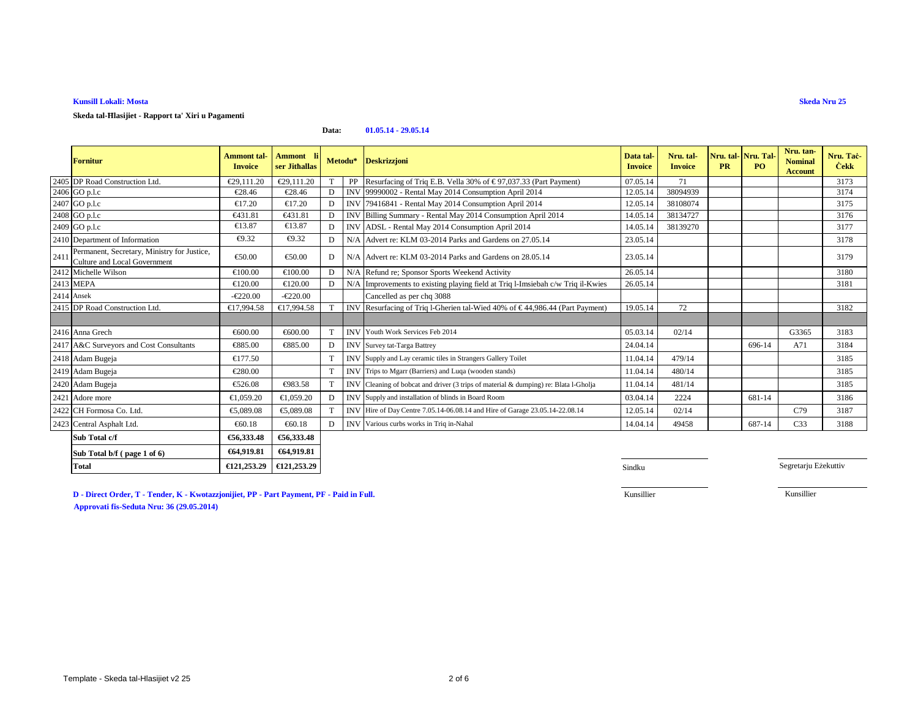**Kunsill Lokali: Mosta**

**Skeda Nru 25**

**Skeda tal-Ħlasijiet - Rapport ta' Xiri u Pagamenti**

**Data:** **01.05.14 - 29.05.14**

| | Fornitur | Ammont tal-Invoice | Ammont li ser Jithallas | Metodu* | | Deskrizzjoni | Data tal-Invoice | Nru. tal-Invoice | Nru. tal-PR | Nru. Tal-PO | Nru. tan-Nominal Account | Nru. Taċ-Ċekk |
|---|---|---|---|---|---|---|---|---|---|---|---|---|
| 2405 | DP Road Construction Ltd. | €29,111.20 | €29,111.20 | T | PP | Resurfacing of Triq E.B. Vella 30% of € 97,037.33 (Part Payment) | 07.05.14 | 71 | | | | 3173 |
| 2406 | GO p.l.c | €28.46 | €28.46 | D | INV | 99990002 - Rental May 2014 Consumption April 2014 | 12.05.14 | 38094939 | | | | 3174 |
| 2407 | GO p.l.c | €17.20 | €17.20 | D | INV | 79416841 - Rental May 2014 Consumption April 2014 | 12.05.14 | 38108074 | | | | 3175 |
| 2408 | GO p.l.c | €431.81 | €431.81 | D | INV | Billing Summary - Rental May 2014 Consumption April 2014 | 14.05.14 | 38134727 | | | | 3176 |
| 2409 | GO p.l.c | €13.87 | €13.87 | D | INV | ADSL - Rental May 2014 Consumption April 2014 | 14.05.14 | 38139270 | | | | 3177 |
| 2410 | Department of Information | €9.32 | €9.32 | D | N/A | Advert re: KLM 03-2014 Parks and Gardens on 27.05.14 | 23.05.14 | | | | | 3178 |
| 2411 | Permanent, Secretary, Ministry for Justice, Culture and Local Government | €50.00 | €50.00 | D | N/A | Advert re: KLM 03-2014 Parks and Gardens on 28.05.14 | 23.05.14 | | | | | 3179 |
| 2412 | Michelle Wilson | €100.00 | €100.00 | D | N/A | Refund re; Sponsor Sports Weekend Activity | 26.05.14 | | | | | 3180 |
| 2413 | MEPA | €120.00 | €120.00 | D | N/A | Improvements to existing playing field at Triq l-Imsiebah c/w Triq il-Kwies | 26.05.14 | | | | | 3181 |
| 2414 | Ansek | -€220.00 | -€220.00 | | | Cancelled as per chq 3088 | | | | | | |
| 2415 | DP Road Construction Ltd. | €17,994.58 | €17,994.58 | T | INV | Resurfacing of Triq l-Gherien tal-Wied 40% of € 44,986.44 (Part Payment) | 19.05.14 | 72 | | | | 3182 |
| | | | | | | | | | | | | |
| 2416 | Anna Grech | €600.00 | €600.00 | T | INV | Youth Work Services Feb 2014 | 05.03.14 | 02/14 | | | G3365 | 3183 |
| 2417 | A&C Surveyors and Cost Consultants | €885.00 | €885.00 | D | INV | Survey tat-Targa Battrey | 24.04.14 | | | 696-14 | A71 | 3184 |
| 2418 | Adam Bugeja | €177.50 | | T | INV | Supply and Lay ceramic tiles in Strangers Gallery Toilet | 11.04.14 | 479/14 | | | | 3185 |
| 2419 | Adam Bugeja | €280.00 | | T | INV | Trips to Mgarr (Barriers) and Luqa (wooden stands) | 11.04.14 | 480/14 | | | | 3185 |
| 2420 | Adam Bugeja | €526.08 | €983.58 | T | INV | Cleaning of bobcat and driver (3 trips of material & dumping) re: Blata l-Gholja | 11.04.14 | 481/14 | | | | 3185 |
| 2421 | Adore more | €1,059.20 | €1,059.20 | D | INV | Supply and installation of blinds in Board Room | 03.04.14 | 2224 | | 681-14 | | 3186 |
| 2422 | CH Formosa Co. Ltd. | €5,089.08 | €5,089.08 | T | INV | Hire of Day Centre 7.05.14-06.08.14 and Hire of Garage 23.05.14-22.08.14 | 12.05.14 | 02/14 | | | C79 | 3187 |
| 2423 | Central Asphalt Ltd. | €60.18 | €60.18 | D | INV | Various curbs works in Triq in-Nahal | 14.04.14 | 49458 | | 687-14 | C33 | 3188 |
| | **Sub Total c/f** | **€56,333.48** | **€56,333.48** | | | | | | | | | |
| | **Sub Total b/f ( page 1 of 6)** | **€64,919.81** | **€64,919.81** | | | | | | | | | |
| | **Total** | **€121,253.29** | **€121,253.29** | | | | | | | | | |

Sindku | Segretarju Eżekuttiv

Kunsillier | Kunsillier

**D - Direct Order, T - Tender, K - Kwotazzjonijiet, PP - Part Payment, PF - Paid in Full.**

**Approvati fis-Seduta Nru: 36 (29.05.2014)**

Template - Skeda tal-Hlasijiet v2 25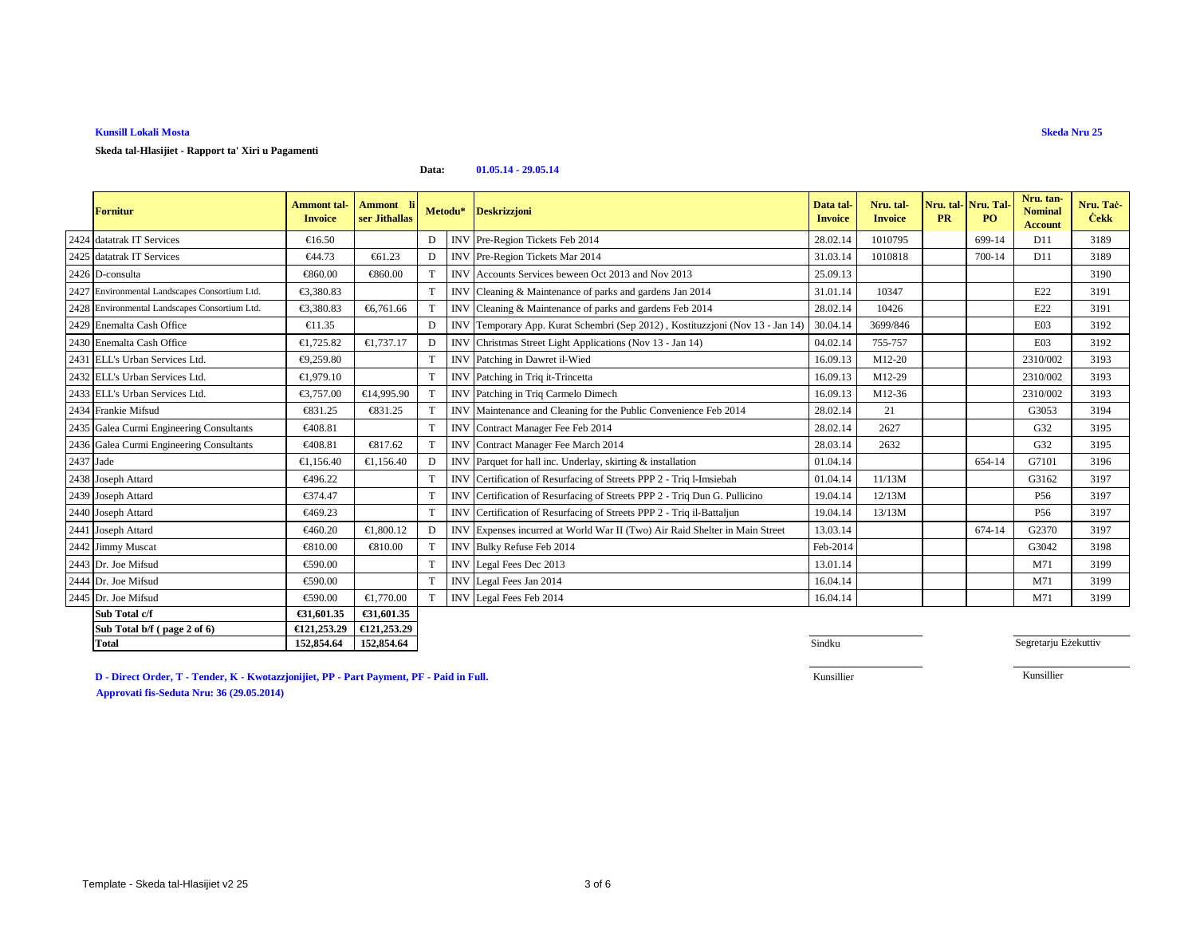**Kunsill Lokali Mosta**

**Skeda Nru 25**

**Skeda tal-Ħlasijiet - Rapport ta' Xiri u Pagamenti**

**Data:** **01.05.14 - 29.05.14**

| | Fornitur | Ammont tal-Invoice | Ammont li ser Jitħallas | Metodu* | | Deskrizzjoni | Data tal-Invoice | Nru. tal-Invoice | Nru. tal-PR | Nru. Tal-PO | Nru. tan-Nominal Account | Nru. Taċ-Ċekk |
|---|---|---|---|---|---|---|---|---|---|---|---|---|
| 2424 | datatrak IT Services | €16.50 | | D | INV | Pre-Region Tickets Feb 2014 | 28.02.14 | 1010795 | | 699-14 | D11 | 3189 |
| 2425 | datatrak IT Services | €44.73 | €61.23 | D | INV | Pre-Region Tickets Mar 2014 | 31.03.14 | 1010818 | | 700-14 | D11 | 3189 |
| 2426 | D-consulta | €860.00 | €860.00 | T | INV | Accounts Services beween Oct 2013 and Nov 2013 | 25.09.13 | | | | | 3190 |
| 2427 | Environmental Landscapes Consortium Ltd. | €3,380.83 | | T | INV | Cleaning & Maintenance of parks and gardens Jan 2014 | 31.01.14 | 10347 | | | E22 | 3191 |
| 2428 | Environmental Landscapes Consortium Ltd. | €3,380.83 | €6,761.66 | T | INV | Cleaning & Maintenance of parks and gardens Feb 2014 | 28.02.14 | 10426 | | | E22 | 3191 |
| 2429 | Enemalta Cash Office | €11.35 | | D | INV | Temporary App. Kurat Schembri (Sep 2012) , Kostituzzjoni (Nov 13 - Jan 14) | 30.04.14 | 3699/846 | | | E03 | 3192 |
| 2430 | Enemalta Cash Office | €1,725.82 | €1,737.17 | D | INV | Christmas Street Light Applications (Nov 13 - Jan 14) | 04.02.14 | 755-757 | | | E03 | 3192 |
| 2431 | ELL's Urban Services Ltd. | €9,259.80 | | T | INV | Patching in Dawret il-Wied | 16.09.13 | M12-20 | | | 2310/002 | 3193 |
| 2432 | ELL's Urban Services Ltd. | €1,979.10 | | T | INV | Patching in Triq it-Trincetta | 16.09.13 | M12-29 | | | 2310/002 | 3193 |
| 2433 | ELL's Urban Services Ltd. | €3,757.00 | €14,995.90 | T | INV | Patching in Triq Carmelo Dimech | 16.09.13 | M12-36 | | | 2310/002 | 3193 |
| 2434 | Frankie Mifsud | €831.25 | €831.25 | T | INV | Maintenance and Cleaning for the Public Convenience Feb 2014 | 28.02.14 | 21 | | | G3053 | 3194 |
| 2435 | Galea Curmi Engineering Consultants | €408.81 | | T | INV | Contract Manager Fee Feb 2014 | 28.02.14 | 2627 | | | G32 | 3195 |
| 2436 | Galea Curmi Engineering Consultants | €408.81 | €817.62 | T | INV | Contract Manager Fee March 2014 | 28.03.14 | 2632 | | | G32 | 3195 |
| 2437 | Jade | €1,156.40 | €1,156.40 | D | INV | Parquet for hall inc. Underlay, skirting & installation | 01.04.14 | | | 654-14 | G7101 | 3196 |
| 2438 | Joseph Attard | €496.22 | | T | INV | Certification of Resurfacing of Streets PPP 2 - Triq l-Imsiebah | 01.04.14 | 11/13M | | | G3162 | 3197 |
| 2439 | Joseph Attard | €374.47 | | T | INV | Certification of Resurfacing of Streets PPP 2 - Triq Dun G. Pullicino | 19.04.14 | 12/13M | | | P56 | 3197 |
| 2440 | Joseph Attard | €469.23 | | T | INV | Certification of Resurfacing of Streets PPP 2 - Triq il-Battaljun | 19.04.14 | 13/13M | | | P56 | 3197 |
| 2441 | Joseph Attard | €460.20 | €1,800.12 | D | INV | Expenses incurred at World War II (Two) Air Raid Shelter in Main Street | 13.03.14 | | | 674-14 | G2370 | 3197 |
| 2442 | Jimmy Muscat | €810.00 | €810.00 | T | INV | Bulky Refuse Feb 2014 | Feb-2014 | | | | G3042 | 3198 |
| 2443 | Dr. Joe Mifsud | €590.00 | | T | INV | Legal Fees Dec 2013 | 13.01.14 | | | | M71 | 3199 |
| 2444 | Dr. Joe Mifsud | €590.00 | | T | INV | Legal Fees Jan 2014 | 16.04.14 | | | | M71 | 3199 |
| 2445 | Dr. Joe Mifsud | €590.00 | €1,770.00 | T | INV | Legal Fees Feb 2014 | 16.04.14 | | | | M71 | 3199 |
| | **Sub Total c/f** | **€31,601.35** | **€31,601.35** | | | | | | | | | |
| | **Sub Total b/f ( page 2 of 6)** | **€121,253.29** | **€121,253.29** | | | | | | | | | |
| | **Total** | **152,854.64** | **152,854.64** | | | | | | | | | |

Sindku

Segretarju Eżekuttiv

Kunsillier

Kunsillier

**D - Direct Order, T - Tender, K - Kwotazzjonijiet, PP - Part Payment, PF - Paid in Full.**

**Approvati fis-Seduta Nru: 36 (29.05.2014)**

Template - Skeda tal-Hlasijiet v2 25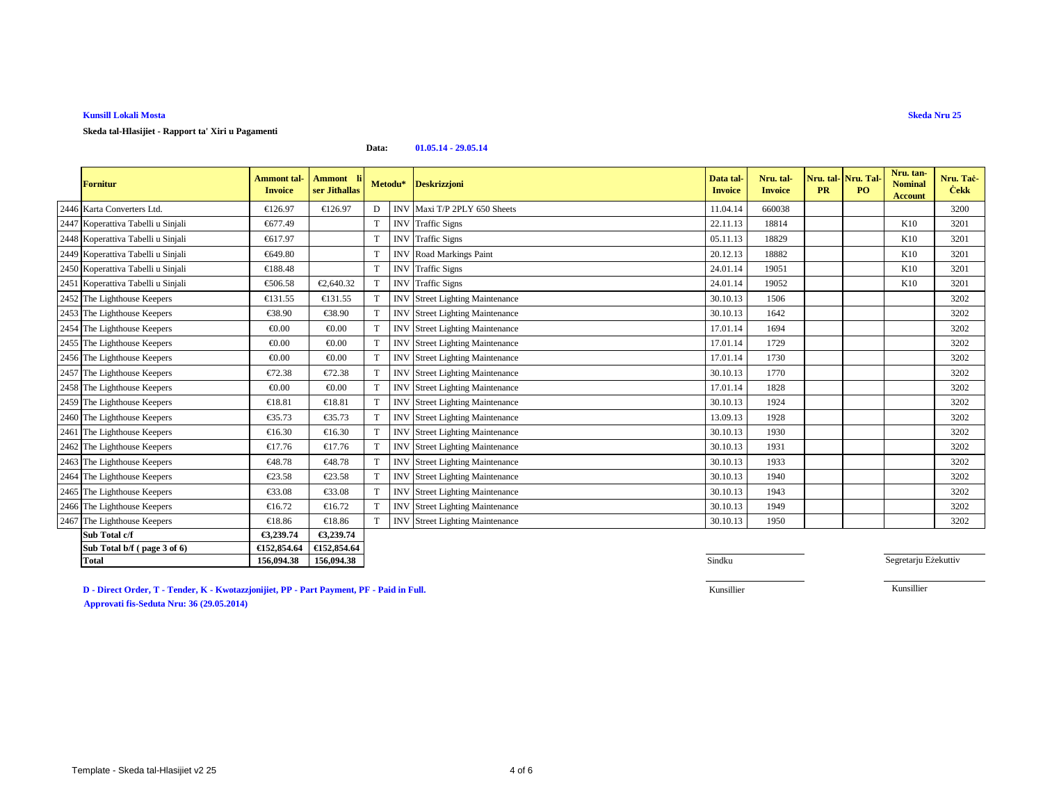**Kunsill Lokali Mosta**

**Skeda Nru 25**

**Skeda tal-Hlasijiet - Rapport ta' Xiri u Pagamenti**

**Data:** **01.05.14 - 29.05.14**

| | Fornitur | Ammont tal-Invoice | Ammont li ser Jithallas | Metodu* | | Deskrizzjoni | Data tal-Invoice | Nru. tal-Invoice | Nru. tal-PR | Nru. Tal-PO | Nru. tan-Nominal Account | Nru. Tač-Čekk |
|---|---|---|---|---|---|---|---|---|---|---|---|---|
| 2446 | Karta Converters Ltd. | €126.97 | €126.97 | D | INV | Maxi T/P 2PLY 650 Sheets | 11.04.14 | 660038 | | | | 3200 |
| 2447 | Koperattiva Tabelli u Sinjali | €677.49 | | T | INV | Traffic Signs | 22.11.13 | 18814 | | | K10 | 3201 |
| 2448 | Koperattiva Tabelli u Sinjali | €617.97 | | T | INV | Traffic Signs | 05.11.13 | 18829 | | | K10 | 3201 |
| 2449 | Koperattiva Tabelli u Sinjali | €649.80 | | T | INV | Road Markings Paint | 20.12.13 | 18882 | | | K10 | 3201 |
| 2450 | Koperattiva Tabelli u Sinjali | €188.48 | | T | INV | Traffic Signs | 24.01.14 | 19051 | | | K10 | 3201 |
| 2451 | Koperattiva Tabelli u Sinjali | €506.58 | €2,640.32 | T | INV | Traffic Signs | 24.01.14 | 19052 | | | K10 | 3201 |
| 2452 | The Lighthouse Keepers | €131.55 | €131.55 | T | INV | Street Lighting Maintenance | 30.10.13 | 1506 | | | | 3202 |
| 2453 | The Lighthouse Keepers | €38.90 | €38.90 | T | INV | Street Lighting Maintenance | 30.10.13 | 1642 | | | | 3202 |
| 2454 | The Lighthouse Keepers | €0.00 | €0.00 | T | INV | Street Lighting Maintenance | 17.01.14 | 1694 | | | | 3202 |
| 2455 | The Lighthouse Keepers | €0.00 | €0.00 | T | INV | Street Lighting Maintenance | 17.01.14 | 1729 | | | | 3202 |
| 2456 | The Lighthouse Keepers | €0.00 | €0.00 | T | INV | Street Lighting Maintenance | 17.01.14 | 1730 | | | | 3202 |
| 2457 | The Lighthouse Keepers | €72.38 | €72.38 | T | INV | Street Lighting Maintenance | 30.10.13 | 1770 | | | | 3202 |
| 2458 | The Lighthouse Keepers | €0.00 | €0.00 | T | INV | Street Lighting Maintenance | 17.01.14 | 1828 | | | | 3202 |
| 2459 | The Lighthouse Keepers | €18.81 | €18.81 | T | INV | Street Lighting Maintenance | 30.10.13 | 1924 | | | | 3202 |
| 2460 | The Lighthouse Keepers | €35.73 | €35.73 | T | INV | Street Lighting Maintenance | 13.09.13 | 1928 | | | | 3202 |
| 2461 | The Lighthouse Keepers | €16.30 | €16.30 | T | INV | Street Lighting Maintenance | 30.10.13 | 1930 | | | | 3202 |
| 2462 | The Lighthouse Keepers | €17.76 | €17.76 | T | INV | Street Lighting Maintenance | 30.10.13 | 1931 | | | | 3202 |
| 2463 | The Lighthouse Keepers | €48.78 | €48.78 | T | INV | Street Lighting Maintenance | 30.10.13 | 1933 | | | | 3202 |
| 2464 | The Lighthouse Keepers | €23.58 | €23.58 | T | INV | Street Lighting Maintenance | 30.10.13 | 1940 | | | | 3202 |
| 2465 | The Lighthouse Keepers | €33.08 | €33.08 | T | INV | Street Lighting Maintenance | 30.10.13 | 1943 | | | | 3202 |
| 2466 | The Lighthouse Keepers | €16.72 | €16.72 | T | INV | Street Lighting Maintenance | 30.10.13 | 1949 | | | | 3202 |
| 2467 | The Lighthouse Keepers | €18.86 | €18.86 | T | INV | Street Lighting Maintenance | 30.10.13 | 1950 | | | | 3202 |
| | **Sub Total c/f** | **€3,239.74** | **€3,239.74** | | | | | | | | | |
| | **Sub Total b/f ( page 3 of 6)** | **€152,854.64** | **€152,854.64** | | | | | | | | | |
| | **Total** | **156,094.38** | **156,094.38** | | | | | | | | | |

Sindku ____________________  Segretarju Eżekuttiv ____________________

Kunsillier ____________________  Kunsillier ____________________

**D - Direct Order, T - Tender, K - Kwotazzjonijiet, PP - Part Payment, PF - Paid in Full.**

**Approvati fis-Seduta Nru: 36 (29.05.2014)**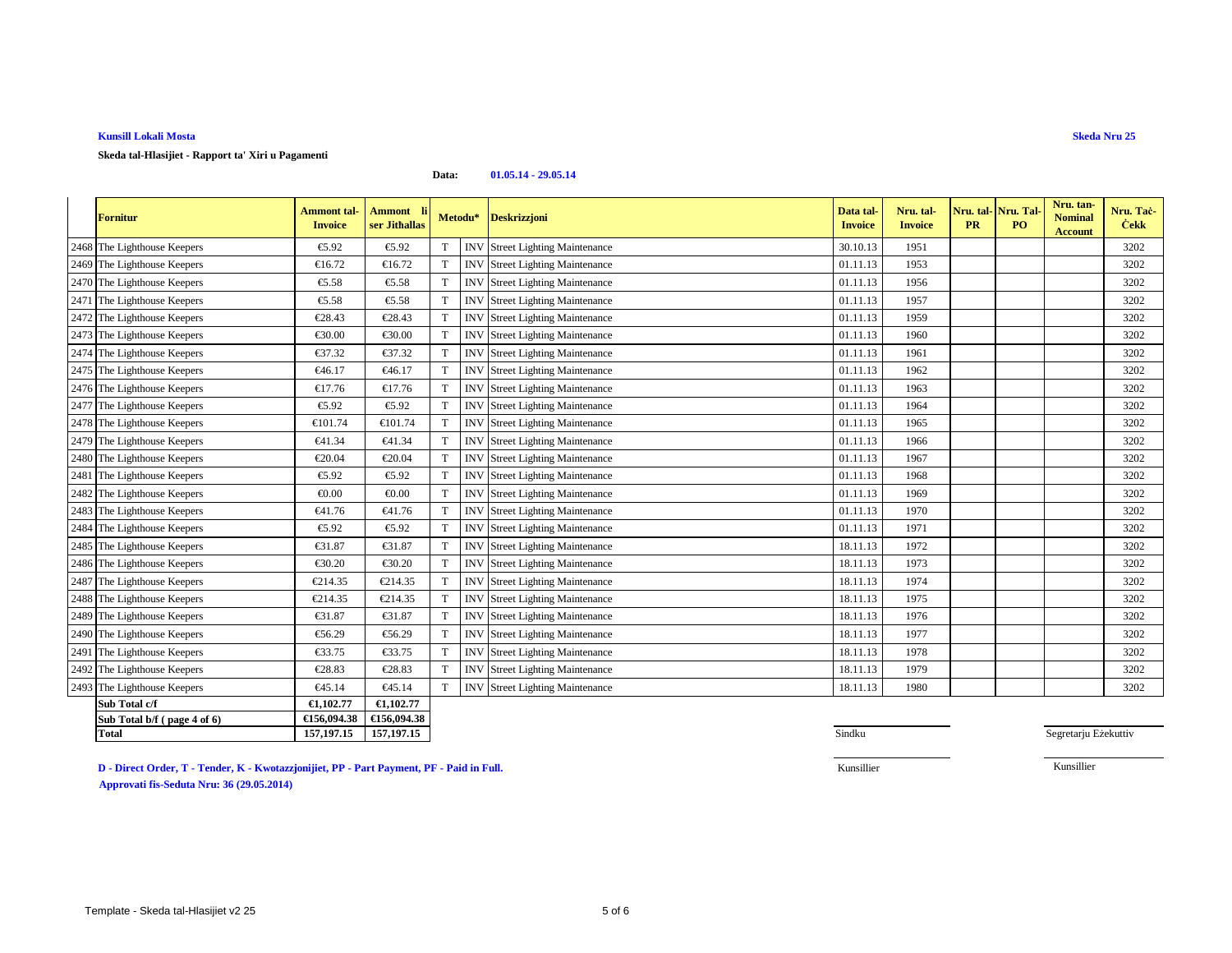**Kunsill Lokali Mosta**

**Skeda Nru 25**

**Skeda tal-Hlasijiet - Rapport ta' Xiri u Pagamenti**

**Data:** **01.05.14 - 29.05.14**

| | Fornitur | Ammont tal-Invoice | Ammont li ser Jithallas | Metodu* | | Deskrizzjoni | Data tal-Invoice | Nru. tal-Invoice | Nru. tal-PR | Nru. Tal-PO | Nru. tan-Nominal Account | Nru. Taċ-Ċekk |
|---|---|---|---|---|---|---|---|---|---|---|---|---|
| 2468 | The Lighthouse Keepers | €5.92 | €5.92 | T | INV | Street Lighting Maintenance | 30.10.13 | 1951 | | | | 3202 |
| 2469 | The Lighthouse Keepers | €16.72 | €16.72 | T | INV | Street Lighting Maintenance | 01.11.13 | 1953 | | | | 3202 |
| 2470 | The Lighthouse Keepers | €5.58 | €5.58 | T | INV | Street Lighting Maintenance | 01.11.13 | 1956 | | | | 3202 |
| 2471 | The Lighthouse Keepers | €5.58 | €5.58 | T | INV | Street Lighting Maintenance | 01.11.13 | 1957 | | | | 3202 |
| 2472 | The Lighthouse Keepers | €28.43 | €28.43 | T | INV | Street Lighting Maintenance | 01.11.13 | 1959 | | | | 3202 |
| 2473 | The Lighthouse Keepers | €30.00 | €30.00 | T | INV | Street Lighting Maintenance | 01.11.13 | 1960 | | | | 3202 |
| 2474 | The Lighthouse Keepers | €37.32 | €37.32 | T | INV | Street Lighting Maintenance | 01.11.13 | 1961 | | | | 3202 |
| 2475 | The Lighthouse Keepers | €46.17 | €46.17 | T | INV | Street Lighting Maintenance | 01.11.13 | 1962 | | | | 3202 |
| 2476 | The Lighthouse Keepers | €17.76 | €17.76 | T | INV | Street Lighting Maintenance | 01.11.13 | 1963 | | | | 3202 |
| 2477 | The Lighthouse Keepers | €5.92 | €5.92 | T | INV | Street Lighting Maintenance | 01.11.13 | 1964 | | | | 3202 |
| 2478 | The Lighthouse Keepers | €101.74 | €101.74 | T | INV | Street Lighting Maintenance | 01.11.13 | 1965 | | | | 3202 |
| 2479 | The Lighthouse Keepers | €41.34 | €41.34 | T | INV | Street Lighting Maintenance | 01.11.13 | 1966 | | | | 3202 |
| 2480 | The Lighthouse Keepers | €20.04 | €20.04 | T | INV | Street Lighting Maintenance | 01.11.13 | 1967 | | | | 3202 |
| 2481 | The Lighthouse Keepers | €5.92 | €5.92 | T | INV | Street Lighting Maintenance | 01.11.13 | 1968 | | | | 3202 |
| 2482 | The Lighthouse Keepers | €0.00 | €0.00 | T | INV | Street Lighting Maintenance | 01.11.13 | 1969 | | | | 3202 |
| 2483 | The Lighthouse Keepers | €41.76 | €41.76 | T | INV | Street Lighting Maintenance | 01.11.13 | 1970 | | | | 3202 |
| 2484 | The Lighthouse Keepers | €5.92 | €5.92 | T | INV | Street Lighting Maintenance | 01.11.13 | 1971 | | | | 3202 |
| 2485 | The Lighthouse Keepers | €31.87 | €31.87 | T | INV | Street Lighting Maintenance | 18.11.13 | 1972 | | | | 3202 |
| 2486 | The Lighthouse Keepers | €30.20 | €30.20 | T | INV | Street Lighting Maintenance | 18.11.13 | 1973 | | | | 3202 |
| 2487 | The Lighthouse Keepers | €214.35 | €214.35 | T | INV | Street Lighting Maintenance | 18.11.13 | 1974 | | | | 3202 |
| 2488 | The Lighthouse Keepers | €214.35 | €214.35 | T | INV | Street Lighting Maintenance | 18.11.13 | 1975 | | | | 3202 |
| 2489 | The Lighthouse Keepers | €31.87 | €31.87 | T | INV | Street Lighting Maintenance | 18.11.13 | 1976 | | | | 3202 |
| 2490 | The Lighthouse Keepers | €56.29 | €56.29 | T | INV | Street Lighting Maintenance | 18.11.13 | 1977 | | | | 3202 |
| 2491 | The Lighthouse Keepers | €33.75 | €33.75 | T | INV | Street Lighting Maintenance | 18.11.13 | 1978 | | | | 3202 |
| 2492 | The Lighthouse Keepers | €28.83 | €28.83 | T | INV | Street Lighting Maintenance | 18.11.13 | 1979 | | | | 3202 |
| 2493 | The Lighthouse Keepers | €45.14 | €45.14 | T | INV | Street Lighting Maintenance | 18.11.13 | 1980 | | | | 3202 |
| | **Sub Total c/f** | **€1,102.77** | **€1,102.77** | | | | | | | | | |
| | **Sub Total b/f ( page 4 of 6)** | **€156,094.38** | **€156,094.38** | | | | | | | | | |
| | **Total** | **157,197.15** | **157,197.15** | | | | | | | | | |

Sindku | Segretarju Eżekuttiv

Kunsillier | Kunsillier

**D - Direct Order, T - Tender, K - Kwotazzjonijiet, PP - Part Payment, PF - Paid in Full.**

**Approvati fis-Seduta Nru: 36 (29.05.2014)**

Template - Skeda tal-Hlasijiet v2 25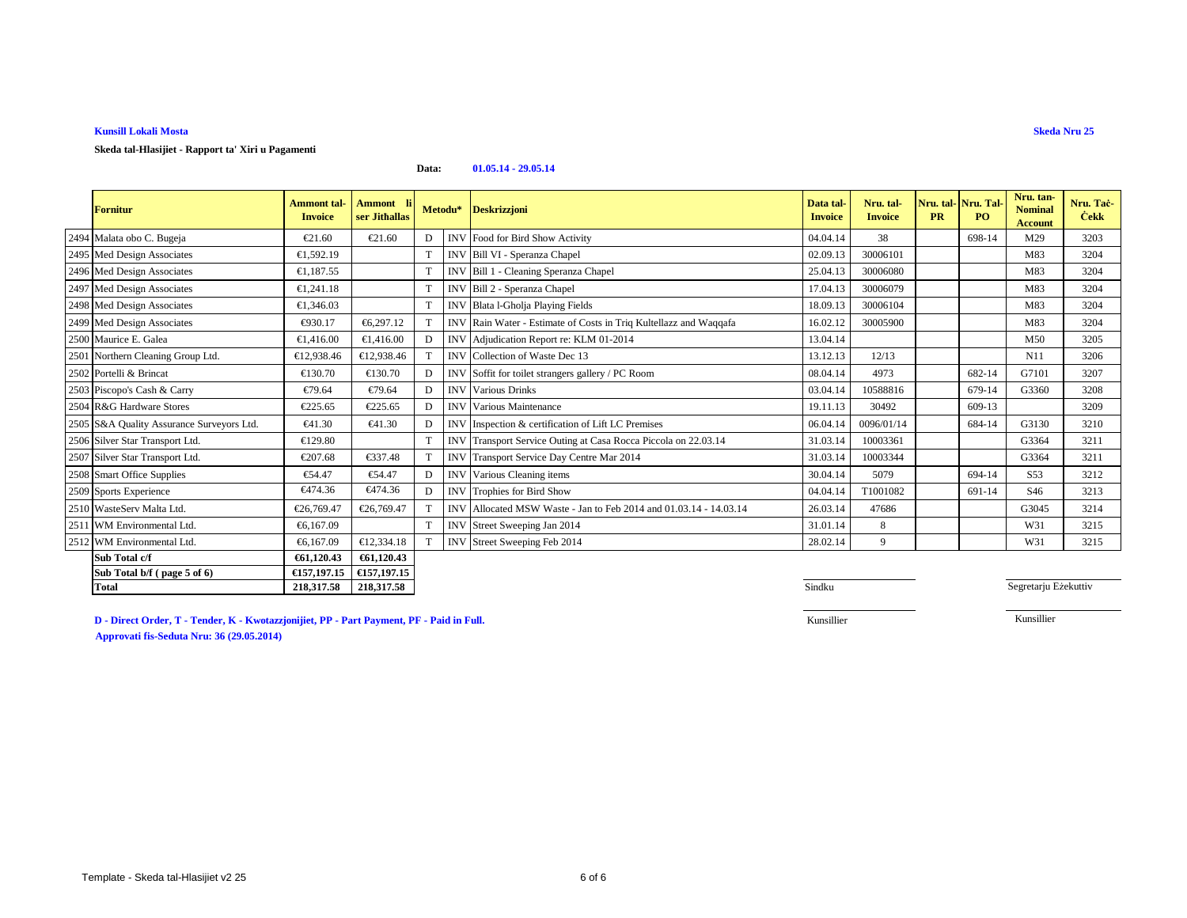**Kunsill Lokali Mosta**

**Skeda Nru 25**

**Skeda tal-Hlasijiet - Rapport ta' Xiri u Pagamenti**

**Data:** **01.05.14 - 29.05.14**

| | Fornitur | Ammont tal-Invoice | Ammont li ser Jithallas | Metodu* | | Deskrizzjoni | Data tal-Invoice | Nru. tal-Invoice | Nru. tal-PR | Nru. Tal-PO | Nru. tan-Nominal Account | Nru. Taċ-Ċekk |
|---|---|---|---|---|---|---|---|---|---|---|---|---|
| 2494 | Malata obo C. Bugeja | €21.60 | €21.60 | D | INV | Food for Bird Show Activity | 04.04.14 | 38 | | 698-14 | M29 | 3203 |
| 2495 | Med Design Associates | €1,592.19 | | T | INV | Bill VI - Speranza Chapel | 02.09.13 | 30006101 | | | M83 | 3204 |
| 2496 | Med Design Associates | €1,187.55 | | T | INV | Bill 1 - Cleaning Speranza Chapel | 25.04.13 | 30006080 | | | M83 | 3204 |
| 2497 | Med Design Associates | €1,241.18 | | T | INV | Bill 2 - Speranza Chapel | 17.04.13 | 30006079 | | | M83 | 3204 |
| 2498 | Med Design Associates | €1,346.03 | | T | INV | Blata l-Gholja Playing Fields | 18.09.13 | 30006104 | | | M83 | 3204 |
| 2499 | Med Design Associates | €930.17 | €6,297.12 | T | INV | Rain Water - Estimate of Costs in Triq Kultellazz and Waqqafa | 16.02.12 | 30005900 | | | M83 | 3204 |
| 2500 | Maurice E. Galea | €1,416.00 | €1,416.00 | D | INV | Adjudication Report re: KLM 01-2014 | 13.04.14 | | | | M50 | 3205 |
| 2501 | Northern Cleaning Group Ltd. | €12,938.46 | €12,938.46 | T | INV | Collection of Waste Dec 13 | 13.12.13 | 12/13 | | | N11 | 3206 |
| 2502 | Portelli & Brincat | €130.70 | €130.70 | D | INV | Soffit for toilet strangers gallery / PC Room | 08.04.14 | 4973 | | 682-14 | G7101 | 3207 |
| 2503 | Piscopo's Cash & Carry | €79.64 | €79.64 | D | INV | Various Drinks | 03.04.14 | 10588816 | | 679-14 | G3360 | 3208 |
| 2504 | R&G Hardware Stores | €225.65 | €225.65 | D | INV | Various Maintenance | 19.11.13 | 30492 | | 609-13 | | 3209 |
| 2505 | S&A Quality Assurance Surveyors Ltd. | €41.30 | €41.30 | D | INV | Inspection & certification of Lift LC Premises | 06.04.14 | 0096/01/14 | | 684-14 | G3130 | 3210 |
| 2506 | Silver Star Transport Ltd. | €129.80 | | T | INV | Transport Service Outing at Casa Rocca Piccola on 22.03.14 | 31.03.14 | 10003361 | | | G3364 | 3211 |
| 2507 | Silver Star Transport Ltd. | €207.68 | €337.48 | T | INV | Transport Service Day Centre Mar 2014 | 31.03.14 | 10003344 | | | G3364 | 3211 |
| 2508 | Smart Office Supplies | €54.47 | €54.47 | D | INV | Various Cleaning items | 30.04.14 | 5079 | | 694-14 | S53 | 3212 |
| 2509 | Sports Experience | €474.36 | €474.36 | D | INV | Trophies for Bird Show | 04.04.14 | T1001082 | | 691-14 | S46 | 3213 |
| 2510 | WasteServ Malta Ltd. | €26,769.47 | €26,769.47 | T | INV | Allocated MSW Waste - Jan to Feb 2014 and 01.03.14 - 14.03.14 | 26.03.14 | 47686 | | | G3045 | 3214 |
| 2511 | WM Environmental Ltd. | €6,167.09 | | T | INV | Street Sweeping Jan 2014 | 31.01.14 | 8 | | | W31 | 3215 |
| 2512 | WM Environmental Ltd. | €6,167.09 | €12,334.18 | T | INV | Street Sweeping Feb 2014 | 28.02.14 | 9 | | | W31 | 3215 |
| | **Sub Total c/f** | **€61,120.43** | **€61,120.43** | | | | | | | | | |
| | **Sub Total b/f ( page 5 of 6)** | **€157,197.15** | **€157,197.15** | | | | | | | | | |
| | **Total** | **218,317.58** | **218,317.58** | | | | | | | | | |

Sindku — Segretarju Eżekuttiv

Kunsillier — Kunsillier

**D - Direct Order, T - Tender, K - Kwotazzjonijiet, PP - Part Payment, PF - Paid in Full.**

**Approvati fis-Seduta Nru: 36 (29.05.2014)**